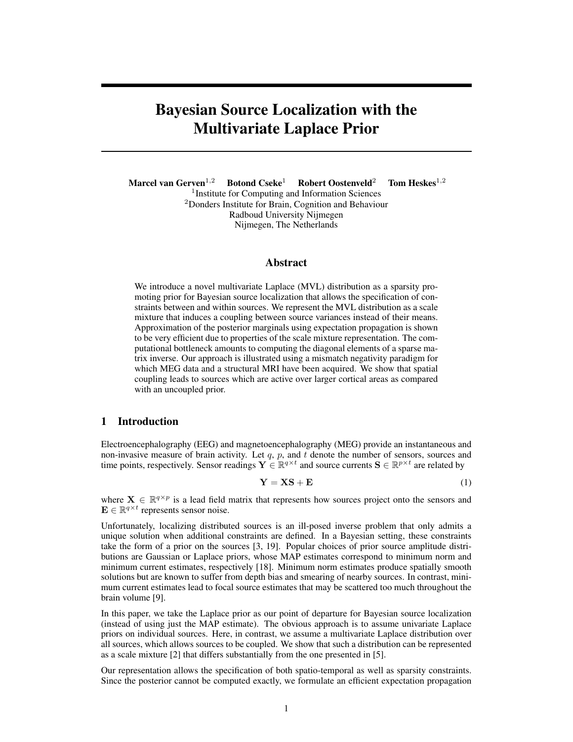# Bayesian Source Localization with the Multivariate Laplace Prior

**Marcel van Gerven**[1,2] **Botond Cseke**[1] **Robert Oostenveld**[2] **Tom Heskes**[1,2]

[1]Institute for Computing and Information Sciences
[2]Donders Institute for Brain, Cognition and Behaviour
Radboud University Nijmegen
Nijmegen, The Netherlands

## Abstract

We introduce a novel multivariate Laplace (MVL) distribution as a sparsity promoting prior for Bayesian source localization that allows the specification of constraints between and within sources. We represent the MVL distribution as a scale mixture that induces a coupling between source variances instead of their means. Approximation of the posterior marginals using expectation propagation is shown to be very efficient due to properties of the scale mixture representation. The computational bottleneck amounts to computing the diagonal elements of a sparse matrix inverse. Our approach is illustrated using a mismatch negativity paradigm for which MEG data and a structural MRI have been acquired. We show that spatial coupling leads to sources which are active over larger cortical areas as compared with an uncoupled prior.

## 1 Introduction

Electroencephalography (EEG) and magnetoencephalography (MEG) provide an instantaneous and non-invasive measure of brain activity. Let $q$, $p$, and $t$ denote the number of sensors, sources and time points, respectively. Sensor readings $\mathbf{Y} \in \mathbb{R}^{q \times t}$ and source currents $\mathbf{S} \in \mathbb{R}^{p \times t}$ are related by

$$\mathbf{Y} = \mathbf{X}\mathbf{S} + \mathbf{E} \tag{1}$$

where $\mathbf{X} \in \mathbb{R}^{q \times p}$ is a lead field matrix that represents how sources project onto the sensors and $\mathbf{E} \in \mathbb{R}^{q \times t}$ represents sensor noise.

Unfortunately, localizing distributed sources is an ill-posed inverse problem that only admits a unique solution when additional constraints are defined. In a Bayesian setting, these constraints take the form of a prior on the sources [3, 19]. Popular choices of prior source amplitude distributions are Gaussian or Laplace priors, whose MAP estimates correspond to minimum norm and minimum current estimates, respectively [18]. Minimum norm estimates produce spatially smooth solutions but are known to suffer from depth bias and smearing of nearby sources. In contrast, minimum current estimates lead to focal source estimates that may be scattered too much throughout the brain volume [9].

In this paper, we take the Laplace prior as our point of departure for Bayesian source localization (instead of using just the MAP estimate). The obvious approach is to assume univariate Laplace priors on individual sources. Here, in contrast, we assume a multivariate Laplace distribution over all sources, which allows sources to be coupled. We show that such a distribution can be represented as a scale mixture [2] that differs substantially from the one presented in [5].

Our representation allows the specification of both spatio-temporal as well as sparsity constraints. Since the posterior cannot be computed exactly, we formulate an efficient expectation propagation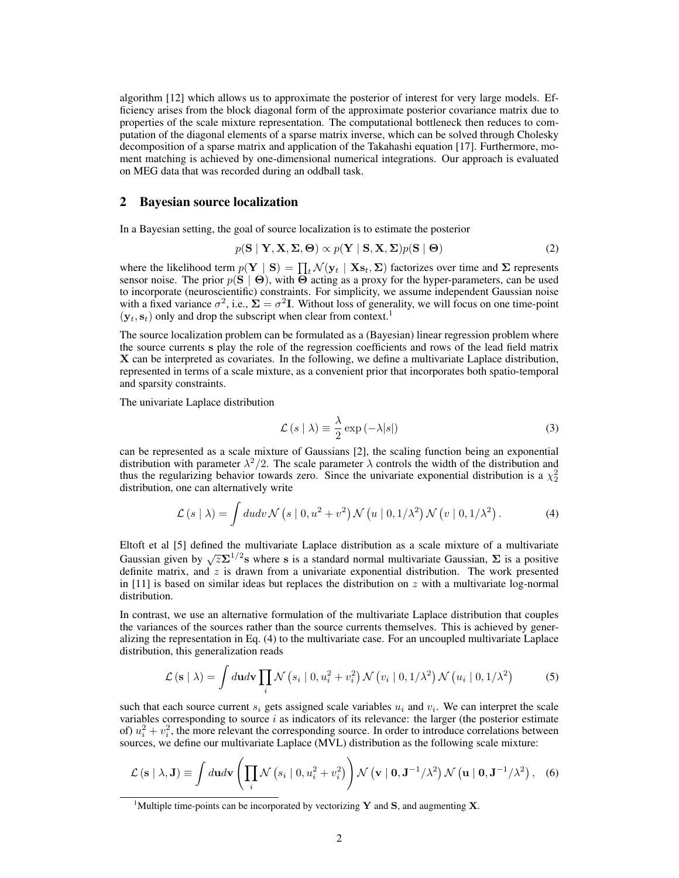algorithm [12] which allows us to approximate the posterior of interest for very large models. Efficiency arises from the block diagonal form of the approximate posterior covariance matrix due to properties of the scale mixture representation. The computational bottleneck then reduces to computation of the diagonal elements of a sparse matrix inverse, which can be solved through Cholesky decomposition of a sparse matrix and application of the Takahashi equation [17]. Furthermore, moment matching is achieved by one-dimensional numerical integrations. Our approach is evaluated on MEG data that was recorded during an oddball task.

## 2 Bayesian source localization

In a Bayesian setting, the goal of source localization is to estimate the posterior

$$p(\mathbf{S} \mid \mathbf{Y}, \mathbf{X}, \mathbf{\Sigma}, \mathbf{\Theta}) \propto p(\mathbf{Y} \mid \mathbf{S}, \mathbf{X}, \mathbf{\Sigma}) p(\mathbf{S} \mid \mathbf{\Theta}) \tag{2}$$

where the likelihood term $p(\mathbf{Y} \mid \mathbf{S}) = \prod_t \mathcal{N}(\mathbf{y}_t \mid \mathbf{X}\mathbf{s}_t, \mathbf{\Sigma})$ factorizes over time and $\mathbf{\Sigma}$ represents sensor noise. The prior $p(\mathbf{S} \mid \mathbf{\Theta})$, with $\mathbf{\Theta}$ acting as a proxy for the hyper-parameters, can be used to incorporate (neuroscientific) constraints. For simplicity, we assume independent Gaussian noise with a fixed variance $\sigma^2$, i.e., $\mathbf{\Sigma} = \sigma^2 \mathbf{I}$. Without loss of generality, we will focus on one time-point $(\mathbf{y}_t, \mathbf{s}_t)$ only and drop the subscript when clear from context.[1]

The source localization problem can be formulated as a (Bayesian) linear regression problem where the source currents $\mathbf{s}$ play the role of the regression coefficients and rows of the lead field matrix $\mathbf{X}$ can be interpreted as covariates. In the following, we define a multivariate Laplace distribution, represented in terms of a scale mixture, as a convenient prior that incorporates both spatio-temporal and sparsity constraints.

The univariate Laplace distribution

$$\mathcal{L}(s \mid \lambda) \equiv \frac{\lambda}{2} \exp\left(-\lambda |s|\right) \tag{3}$$

can be represented as a scale mixture of Gaussians [2], the scaling function being an exponential distribution with parameter $\lambda^2/2$. The scale parameter $\lambda$ controls the width of the distribution and thus the regularizing behavior towards zero. Since the univariate exponential distribution is a $\chi_2^2$ distribution, one can alternatively write

$$\mathcal{L}(s \mid \lambda) = \int du dv \, \mathcal{N}\left(s \mid 0, u^2 + v^2\right) \mathcal{N}\left(u \mid 0, 1/\lambda^2\right) \mathcal{N}\left(v \mid 0, 1/\lambda^2\right). \tag{4}$$

Eltoft et al [5] defined the multivariate Laplace distribution as a scale mixture of a multivariate Gaussian given by $\sqrt{z}\mathbf{\Sigma}^{1/2}\mathbf{s}$ where $\mathbf{s}$ is a standard normal multivariate Gaussian, $\mathbf{\Sigma}$ is a positive definite matrix, and $z$ is drawn from a univariate exponential distribution. The work presented in [11] is based on similar ideas but replaces the distribution on $z$ with a multivariate log-normal distribution.

In contrast, we use an alternative formulation of the multivariate Laplace distribution that couples the variances of the sources rather than the source currents themselves. This is achieved by generalizing the representation in Eq. (4) to the multivariate case. For an uncoupled multivariate Laplace distribution, this generalization reads

$$\mathcal{L}(\mathbf{s} \mid \lambda) = \int d\mathbf{u} d\mathbf{v} \prod_i \mathcal{N}\left(s_i \mid 0, u_i^2 + v_i^2\right) \mathcal{N}\left(v_i \mid 0, 1/\lambda^2\right) \mathcal{N}\left(u_i \mid 0, 1/\lambda^2\right) \tag{5}$$

such that each source current $s_i$ gets assigned scale variables $u_i$ and $v_i$. We can interpret the scale variables corresponding to source $i$ as indicators of its relevance: the larger (the posterior estimate of) $u_i^2 + v_i^2$, the more relevant the corresponding source. In order to introduce correlations between sources, we define our multivariate Laplace (MVL) distribution as the following scale mixture:

$$\mathcal{L}(\mathbf{s} \mid \lambda, \mathbf{J}) \equiv \int d\mathbf{u} d\mathbf{v} \left( \prod_i \mathcal{N}\left(s_i \mid 0, u_i^2 + v_i^2\right) \right) \mathcal{N}\left(\mathbf{v} \mid \mathbf{0}, \mathbf{J}^{-1}/\lambda^2\right) \mathcal{N}\left(\mathbf{u} \mid \mathbf{0}, \mathbf{J}^{-1}/\lambda^2\right), \tag{6}$$

[1] Multiple time-points can be incorporated by vectorizing $\mathbf{Y}$ and $\mathbf{S}$, and augmenting $\mathbf{X}$.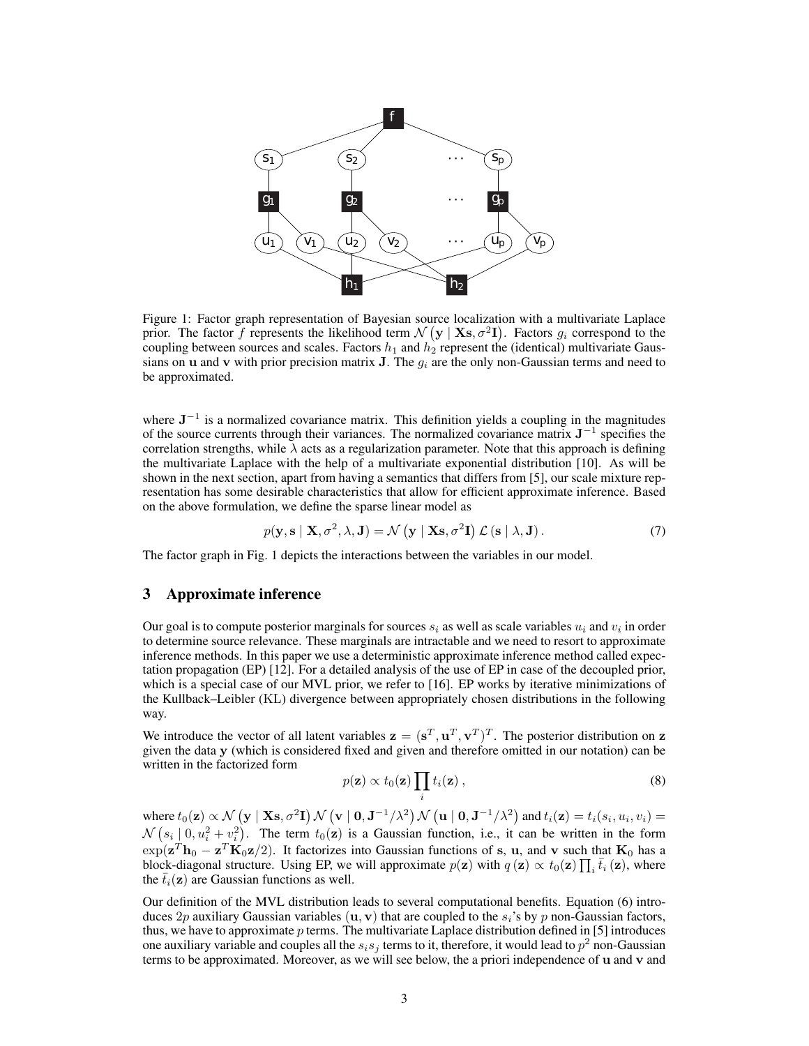Figure 1: Factor graph representation of Bayesian source localization with a multivariate Laplace prior. The factor $f$ represents the likelihood term $\mathcal{N}(\mathbf{y} \mid \mathbf{X}\mathbf{s}, \sigma^2\mathbf{I})$. Factors $g_i$ correspond to the coupling between sources and scales. Factors $h_1$ and $h_2$ represent the (identical) multivariate Gaussians on $\mathbf{u}$ and $\mathbf{v}$ with prior precision matrix $\mathbf{J}$. The $g_i$ are the only non-Gaussian terms and need to be approximated.

where $\mathbf{J}^{-1}$ is a normalized covariance matrix. This definition yields a coupling in the magnitudes of the source currents through their variances. The normalized covariance matrix $\mathbf{J}^{-1}$ specifies the correlation strengths, while $\lambda$ acts as a regularization parameter. Note that this approach is defining the multivariate Laplace with the help of a multivariate exponential distribution [10]. As will be shown in the next section, apart from having a semantics that differs from [5], our scale mixture representation has some desirable characteristics that allow for efficient approximate inference. Based on the above formulation, we define the sparse linear model as

$$p(\mathbf{y}, \mathbf{s} \mid \mathbf{X}, \sigma^2, \lambda, \mathbf{J}) = \mathcal{N}(\mathbf{y} \mid \mathbf{X}\mathbf{s}, \sigma^2\mathbf{I})\, \mathcal{L}(\mathbf{s} \mid \lambda, \mathbf{J}) . \tag{7}$$

The factor graph in Fig. 1 depicts the interactions between the variables in our model.

## 3 Approximate inference

Our goal is to compute posterior marginals for sources $s_i$ as well as scale variables $u_i$ and $v_i$ in order to determine source relevance. These marginals are intractable and we need to resort to approximate inference methods. In this paper we use a deterministic approximate inference method called expectation propagation (EP) [12]. For a detailed analysis of the use of EP in case of the decoupled prior, which is a special case of our MVL prior, we refer to [16]. EP works by iterative minimizations of the Kullback–Leibler (KL) divergence between appropriately chosen distributions in the following way.

We introduce the vector of all latent variables $\mathbf{z} = (\mathbf{s}^T, \mathbf{u}^T, \mathbf{v}^T)^T$. The posterior distribution on $\mathbf{z}$ given the data $\mathbf{y}$ (which is considered fixed and given and therefore omitted in our notation) can be written in the factorized form

$$p(\mathbf{z}) \propto t_0(\mathbf{z}) \prod_i t_i(\mathbf{z}) , \tag{8}$$

where $t_0(\mathbf{z}) \propto \mathcal{N}(\mathbf{y} \mid \mathbf{X}\mathbf{s}, \sigma^2\mathbf{I})\, \mathcal{N}(\mathbf{v} \mid \mathbf{0}, \mathbf{J}^{-1}/\lambda^2)\, \mathcal{N}(\mathbf{u} \mid \mathbf{0}, \mathbf{J}^{-1}/\lambda^2)$ and $t_i(\mathbf{z}) = t_i(s_i, u_i, v_i) = \mathcal{N}(s_i \mid 0, u_i^2 + v_i^2)$. The term $t_0(\mathbf{z})$ is a Gaussian function, i.e., it can be written in the form $\exp(\mathbf{z}^T\mathbf{h}_0 - \mathbf{z}^T\mathbf{K}_0\mathbf{z}/2)$. It factorizes into Gaussian functions of $\mathbf{s}$, $\mathbf{u}$, and $\mathbf{v}$ such that $\mathbf{K}_0$ has a block-diagonal structure. Using EP, we will approximate $p(\mathbf{z})$ with $q(\mathbf{z}) \propto t_0(\mathbf{z}) \prod_i \tilde{t}_i(\mathbf{z})$, where the $\tilde{t}_i(\mathbf{z})$ are Gaussian functions as well.

Our definition of the MVL distribution leads to several computational benefits. Equation (6) introduces $2p$ auxiliary Gaussian variables $(\mathbf{u}, \mathbf{v})$ that are coupled to the $s_i$'s by $p$ non-Gaussian factors, thus, we have to approximate $p$ terms. The multivariate Laplace distribution defined in [5] introduces one auxiliary variable and couples all the $s_i s_j$ terms to it, therefore, it would lead to $p^2$ non-Gaussian terms to be approximated. Moreover, as we will see below, the a priori independence of $\mathbf{u}$ and $\mathbf{v}$ and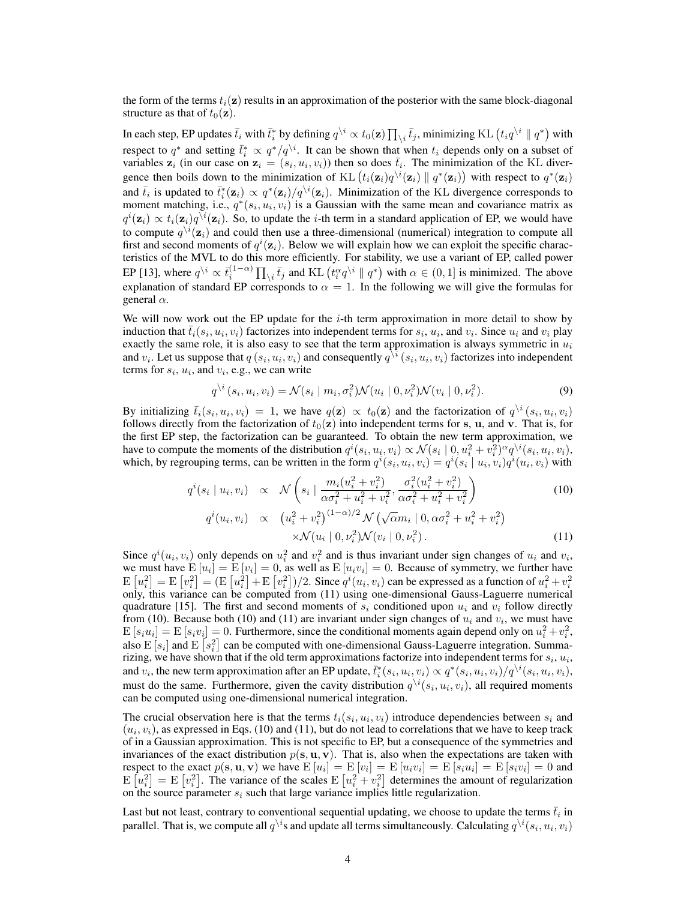the form of the terms $t_i(\mathbf{z})$ results in an approximation of the posterior with the same block-diagonal structure as that of $t_0(\mathbf{z})$.

In each step, EP updates $\bar{t}_i$ with $\bar{t}_i^*$ by defining $q^{\setminus i} \propto t_0(\mathbf{z}) \prod_{\setminus i} \bar{t}_j$, minimizing $\mathrm{KL}\left(t_i q^{\setminus i} \parallel q^*\right)$ with respect to $q^*$ and setting $\bar{t}_i^* \propto q^*/q^{\setminus i}$. It can be shown that when $t_i$ depends only on a subset of variables $\mathbf{z}_i$ (in our case on $\mathbf{z}_i = (s_i, u_i, v_i)$) then so does $\bar{t}_i$. The minimization of the KL divergence then boils down to the minimization of $\mathrm{KL}\left(t_i(\mathbf{z}_i) q^{\setminus i}(\mathbf{z}_i) \parallel q^*(\mathbf{z}_i)\right)$ with respect to $q^*(\mathbf{z}_i)$ and $\bar{t}_i$ is updated to $\bar{t}_i^*(\mathbf{z}_i) \propto q^*(\mathbf{z}_i)/q^{\setminus i}(\mathbf{z}_i)$. Minimization of the KL divergence corresponds to moment matching, i.e., $q^*(s_i, u_i, v_i)$ is a Gaussian with the same mean and covariance matrix as $q^i(\mathbf{z}_i) \propto t_i(\mathbf{z}_i) q^{\setminus i}(\mathbf{z}_i)$. So, to update the $i$-th term in a standard application of EP, we would have to compute $q^{\setminus i}(\mathbf{z}_i)$ and could then use a three-dimensional (numerical) integration to compute all first and second moments of $q^i(\mathbf{z}_i)$. Below we will explain how we can exploit the specific characteristics of the MVL to do this more efficiently. For stability, we use a variant of EP, called power EP [13], where $q^{\setminus i} \propto \bar{t}_i^{(1-\alpha)} \prod_{\setminus i} \bar{t}_j$ and $\mathrm{KL}\left(t_i^{\alpha} q^{\setminus i} \parallel q^*\right)$ with $\alpha \in (0, 1]$ is minimized. The above explanation of standard EP corresponds to $\alpha = 1$. In the following we will give the formulas for general $\alpha$.

We will now work out the EP update for the $i$-th term approximation in more detail to show by induction that $\bar{t}_i(s_i, u_i, v_i)$ factorizes into independent terms for $s_i$, $u_i$, and $v_i$. Since $u_i$ and $v_i$ play exactly the same role, it is also easy to see that the term approximation is always symmetric in $u_i$ and $v_i$. Let us suppose that $q(s_i, u_i, v_i)$ and consequently $q^{\setminus i}(s_i, u_i, v_i)$ factorizes into independent terms for $s_i$, $u_i$, and $v_i$, e.g., we can write

$$q^{\setminus i}(s_i, u_i, v_i) = \mathcal{N}(s_i \mid m_i, \sigma_i^2) \mathcal{N}(u_i \mid 0, \nu_i^2) \mathcal{N}(v_i \mid 0, \nu_i^2). \tag{9}$$

By initializing $\bar{t}_i(s_i, u_i, v_i) = 1$, we have $q(\mathbf{z}) \propto t_0(\mathbf{z})$ and the factorization of $q^{\setminus i}(s_i, u_i, v_i)$ follows directly from the factorization of $t_0(\mathbf{z})$ into independent terms for $\mathbf{s}$, $\mathbf{u}$, and $\mathbf{v}$. That is, for the first EP step, the factorization can be guaranteed. To obtain the new term approximation, we have to compute the moments of the distribution $q^i(s_i, u_i, v_i) \propto \mathcal{N}(s_i \mid 0, u_i^2 + v_i^2)^{\alpha} q^{\setminus i}(s_i, u_i, v_i)$, which, by regrouping terms, can be written in the form $q^i(s_i, u_i, v_i) = q^i(s_i \mid u_i, v_i) q^i(u_i, v_i)$ with

$$q^i(s_i \mid u_i, v_i) \propto \mathcal{N}\left(s_i \mid \frac{m_i(u_i^2 + v_i^2)}{\alpha \sigma_i^2 + u_i^2 + v_i^2}, \frac{\sigma_i^2(u_i^2 + v_i^2)}{\alpha \sigma_i^2 + u_i^2 + v_i^2}\right) \tag{10}$$

$$q^i(u_i, v_i) \propto \left(u_i^2 + v_i^2\right)^{(1-\alpha)/2} \mathcal{N}\left(\sqrt{\alpha} m_i \mid 0, \alpha \sigma_i^2 + u_i^2 + v_i^2\right) \times \mathcal{N}(u_i \mid 0, \nu_i^2) \mathcal{N}(v_i \mid 0, \nu_i^2). \tag{11}$$

Since $q^i(u_i, v_i)$ only depends on $u_i^2$ and $v_i^2$ and is thus invariant under sign changes of $u_i$ and $v_i$, we must have $\mathrm{E}[u_i] = \mathrm{E}[v_i] = 0$, as well as $\mathrm{E}[u_i v_i] = 0$. Because of symmetry, we further have $\mathrm{E}\left[u_i^2\right] = \mathrm{E}\left[v_i^2\right] = (\mathrm{E}\left[u_i^2\right] + \mathrm{E}\left[v_i^2\right])/2$. Since $q^i(u_i, v_i)$ can be expressed as a function of $u_i^2 + v_i^2$ only, this variance can be computed from (11) using one-dimensional Gauss-Laguerre numerical quadrature [15]. The first and second moments of $s_i$ conditioned upon $u_i$ and $v_i$ follow directly from (10). Because both (10) and (11) are invariant under sign changes of $u_i$ and $v_i$, we must have $\mathrm{E}[s_i u_i] = \mathrm{E}[s_i v_i] = 0$. Furthermore, since the conditional moments again depend only on $u_i^2 + v_i^2$, also $\mathrm{E}[s_i]$ and $\mathrm{E}\left[s_i^2\right]$ can be computed with one-dimensional Gauss-Laguerre integration. Summarizing, we have shown that if the old term approximations factorize into independent terms for $s_i$, $u_i$, and $v_i$, the new term approximation after an EP update, $\bar{t}_i^*(s_i, u_i, v_i) \propto q^*(s_i, u_i, v_i)/q^{\setminus i}(s_i, u_i, v_i)$, must do the same. Furthermore, given the cavity distribution $q^{\setminus i}(s_i, u_i, v_i)$, all required moments can be computed using one-dimensional numerical integration.

The crucial observation here is that the terms $t_i(s_i, u_i, v_i)$ introduce dependencies between $s_i$ and $(u_i, v_i)$, as expressed in Eqs. (10) and (11), but do not lead to correlations that we have to keep track of in a Gaussian approximation. This is not specific to EP, but a consequence of the symmetries and invariances of the exact distribution $p(\mathbf{s}, \mathbf{u}, \mathbf{v})$. That is, also when the expectations are taken with respect to the exact $p(\mathbf{s}, \mathbf{u}, \mathbf{v})$ we have $\mathrm{E}[u_i] = \mathrm{E}[v_i] = \mathrm{E}[u_i v_i] = \mathrm{E}[s_i u_i] = \mathrm{E}[s_i v_i] = 0$ and $\mathrm{E}\left[u_i^2\right] = \mathrm{E}\left[v_i^2\right]$. The variance of the scales $\mathrm{E}\left[u_i^2 + v_i^2\right]$ determines the amount of regularization on the source parameter $s_i$ such that large variance implies little regularization.

Last but not least, contrary to conventional sequential updating, we choose to update the terms $\bar{t}_i$ in parallel. That is, we compute all $q^{\setminus i}$s and update all terms simultaneously. Calculating $q^{\setminus i}(s_i, u_i, v_i)$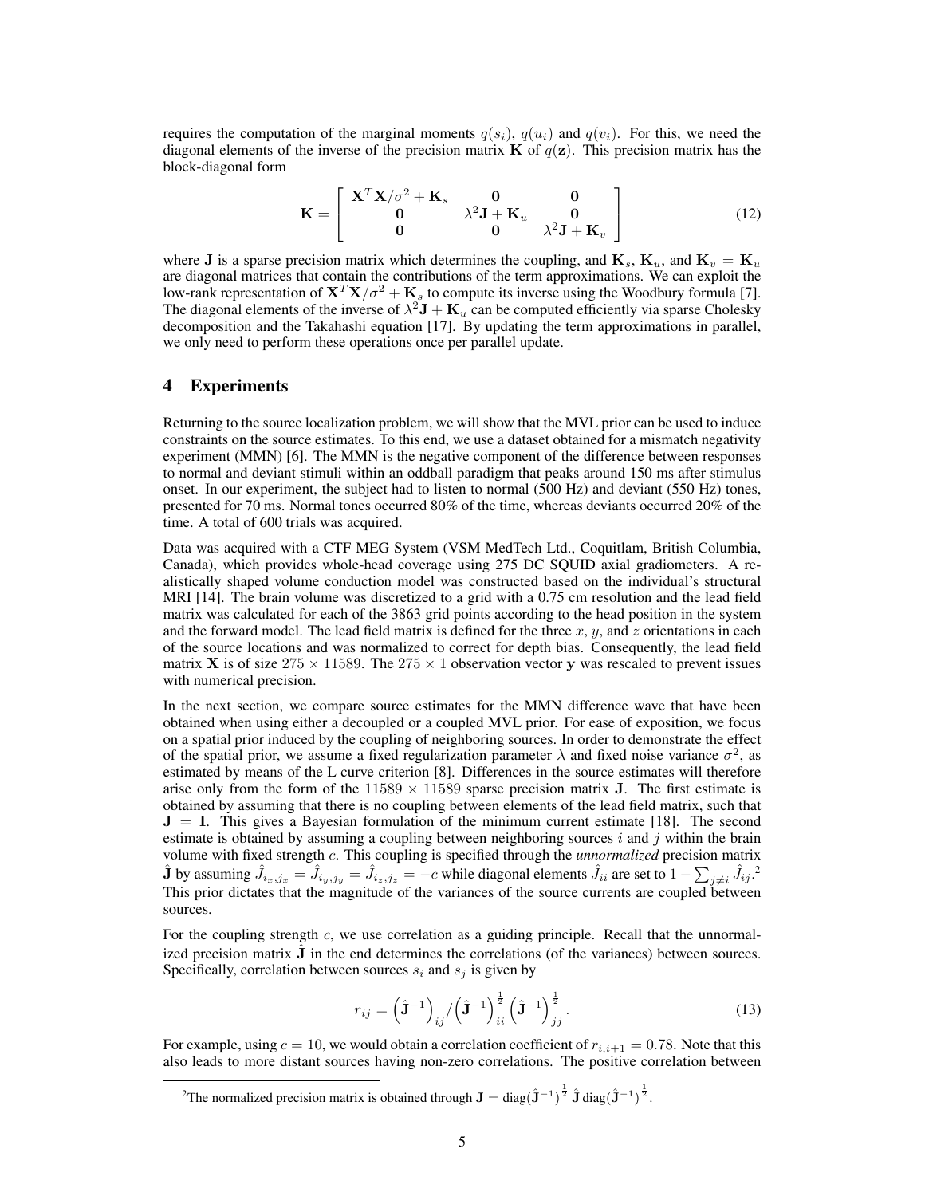requires the computation of the marginal moments $q(s_i)$, $q(u_i)$ and $q(v_i)$. For this, we need the diagonal elements of the inverse of the precision matrix $\mathbf{K}$ of $q(\mathbf{z})$. This precision matrix has the block-diagonal form

$$\mathbf{K} = \begin{bmatrix} \mathbf{X}^T\mathbf{X}/\sigma^2 + \mathbf{K}_s & \mathbf{0} & \mathbf{0} \\ \mathbf{0} & \lambda^2\mathbf{J} + \mathbf{K}_u & \mathbf{0} \\ \mathbf{0} & \mathbf{0} & \lambda^2\mathbf{J} + \mathbf{K}_v \end{bmatrix} \tag{12}$$

where $\mathbf{J}$ is a sparse precision matrix which determines the coupling, and $\mathbf{K}_s$, $\mathbf{K}_u$, and $\mathbf{K}_v = \mathbf{K}_u$ are diagonal matrices that contain the contributions of the term approximations. We can exploit the low-rank representation of $\mathbf{X}^T\mathbf{X}/\sigma^2 + \mathbf{K}_s$ to compute its inverse using the Woodbury formula [7]. The diagonal elements of the inverse of $\lambda^2\mathbf{J} + \mathbf{K}_u$ can be computed efficiently via sparse Cholesky decomposition and the Takahashi equation [17]. By updating the term approximations in parallel, we only need to perform these operations once per parallel update.

## 4 Experiments

Returning to the source localization problem, we will show that the MVL prior can be used to induce constraints on the source estimates. To this end, we use a dataset obtained for a mismatch negativity experiment (MMN) [6]. The MMN is the negative component of the difference between responses to normal and deviant stimuli within an oddball paradigm that peaks around 150 ms after stimulus onset. In our experiment, the subject had to listen to normal (500 Hz) and deviant (550 Hz) tones, presented for 70 ms. Normal tones occurred 80% of the time, whereas deviants occurred 20% of the time. A total of 600 trials was acquired.

Data was acquired with a CTF MEG System (VSM MedTech Ltd., Coquitlam, British Columbia, Canada), which provides whole-head coverage using 275 DC SQUID axial gradiometers. A realistically shaped volume conduction model was constructed based on the individual's structural MRI [14]. The brain volume was discretized to a grid with a 0.75 cm resolution and the lead field matrix was calculated for each of the 3863 grid points according to the head position in the system and the forward model. The lead field matrix is defined for the three $x$, $y$, and $z$ orientations in each of the source locations and was normalized to correct for depth bias. Consequently, the lead field matrix $\mathbf{X}$ is of size $275 \times 11589$. The $275 \times 1$ observation vector $\mathbf{y}$ was rescaled to prevent issues with numerical precision.

In the next section, we compare source estimates for the MMN difference wave that have been obtained when using either a decoupled or a coupled MVL prior. For ease of exposition, we focus on a spatial prior induced by the coupling of neighboring sources. In order to demonstrate the effect of the spatial prior, we assume a fixed regularization parameter $\lambda$ and fixed noise variance $\sigma^2$, as estimated by means of the L curve criterion [8]. Differences in the source estimates will therefore arise only from the form of the $11589 \times 11589$ sparse precision matrix $\mathbf{J}$. The first estimate is obtained by assuming that there is no coupling between elements of the lead field matrix, such that $\mathbf{J} = \mathbf{I}$. This gives a Bayesian formulation of the minimum current estimate [18]. The second estimate is obtained by assuming a coupling between neighboring sources $i$ and $j$ within the brain volume with fixed strength $c$. This coupling is specified through the *unnormalized* precision matrix $\hat{\mathbf{J}}$ by assuming $\hat{J}_{i_x,j_x} = \hat{J}_{i_y,j_y} = \hat{J}_{i_z,j_z} = -c$ while diagonal elements $\hat{J}_{ii}$ are set to $1 - \sum_{j \neq i} \hat{J}_{ij}$.[2] This prior dictates that the magnitude of the variances of the source currents are coupled between sources.

For the coupling strength $c$, we use correlation as a guiding principle. Recall that the unnormalized precision matrix $\hat{\mathbf{J}}$ in the end determines the correlations (of the variances) between sources. Specifically, correlation between sources $s_i$ and $s_j$ is given by

$$r_{ij} = \left(\hat{\mathbf{J}}^{-1}\right)_{ij} \Big/ \left(\hat{\mathbf{J}}^{-1}\right)_{ii}^{\frac{1}{2}} \left(\hat{\mathbf{J}}^{-1}\right)_{jj}^{\frac{1}{2}}. \tag{13}$$

For example, using $c = 10$, we would obtain a correlation coefficient of $r_{i,i+1} = 0.78$. Note that this also leads to more distant sources having non-zero correlations. The positive correlation between

[2] The normalized precision matrix is obtained through $\mathbf{J} = \mathrm{diag}(\hat{\mathbf{J}}^{-1})^{\frac{1}{2}}\,\hat{\mathbf{J}}\,\mathrm{diag}(\hat{\mathbf{J}}^{-1})^{\frac{1}{2}}$.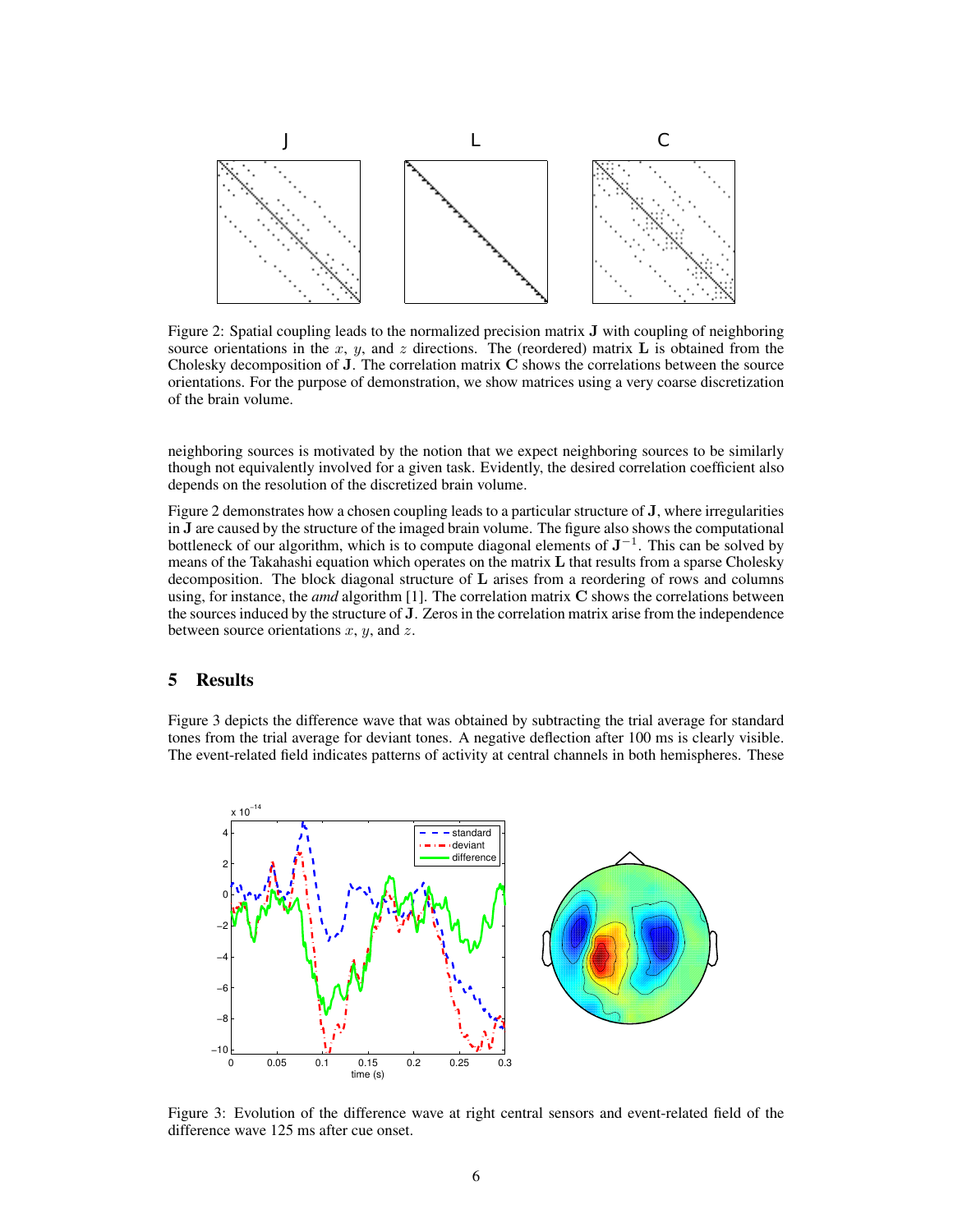Figure 2: Spatial coupling leads to the normalized precision matrix $\mathbf{J}$ with coupling of neighboring source orientations in the $x$, $y$, and $z$ directions. The (reordered) matrix $\mathbf{L}$ is obtained from the Cholesky decomposition of $\mathbf{J}$. The correlation matrix $\mathbf{C}$ shows the correlations between the source orientations. For the purpose of demonstration, we show matrices using a very coarse discretization of the brain volume.

neighboring sources is motivated by the notion that we expect neighboring sources to be similarly though not equivalently involved for a given task. Evidently, the desired correlation coefficient also depends on the resolution of the discretized brain volume.

Figure 2 demonstrates how a chosen coupling leads to a particular structure of $\mathbf{J}$, where irregularities in $\mathbf{J}$ are caused by the structure of the imaged brain volume. The figure also shows the computational bottleneck of our algorithm, which is to compute diagonal elements of $\mathbf{J}^{-1}$. This can be solved by means of the Takahashi equation which operates on the matrix $\mathbf{L}$ that results from a sparse Cholesky decomposition. The block diagonal structure of $\mathbf{L}$ arises from a reordering of rows and columns using, for instance, the *amd* algorithm [1]. The correlation matrix $\mathbf{C}$ shows the correlations between the sources induced by the structure of $\mathbf{J}$. Zeros in the correlation matrix arise from the independence between source orientations $x$, $y$, and $z$.

## 5 Results

Figure 3 depicts the difference wave that was obtained by subtracting the trial average for standard tones from the trial average for deviant tones. A negative deflection after 100 ms is clearly visible. The event-related field indicates patterns of activity at central channels in both hemispheres. These

Figure 3: Evolution of the difference wave at right central sensors and event-related field of the difference wave 125 ms after cue onset.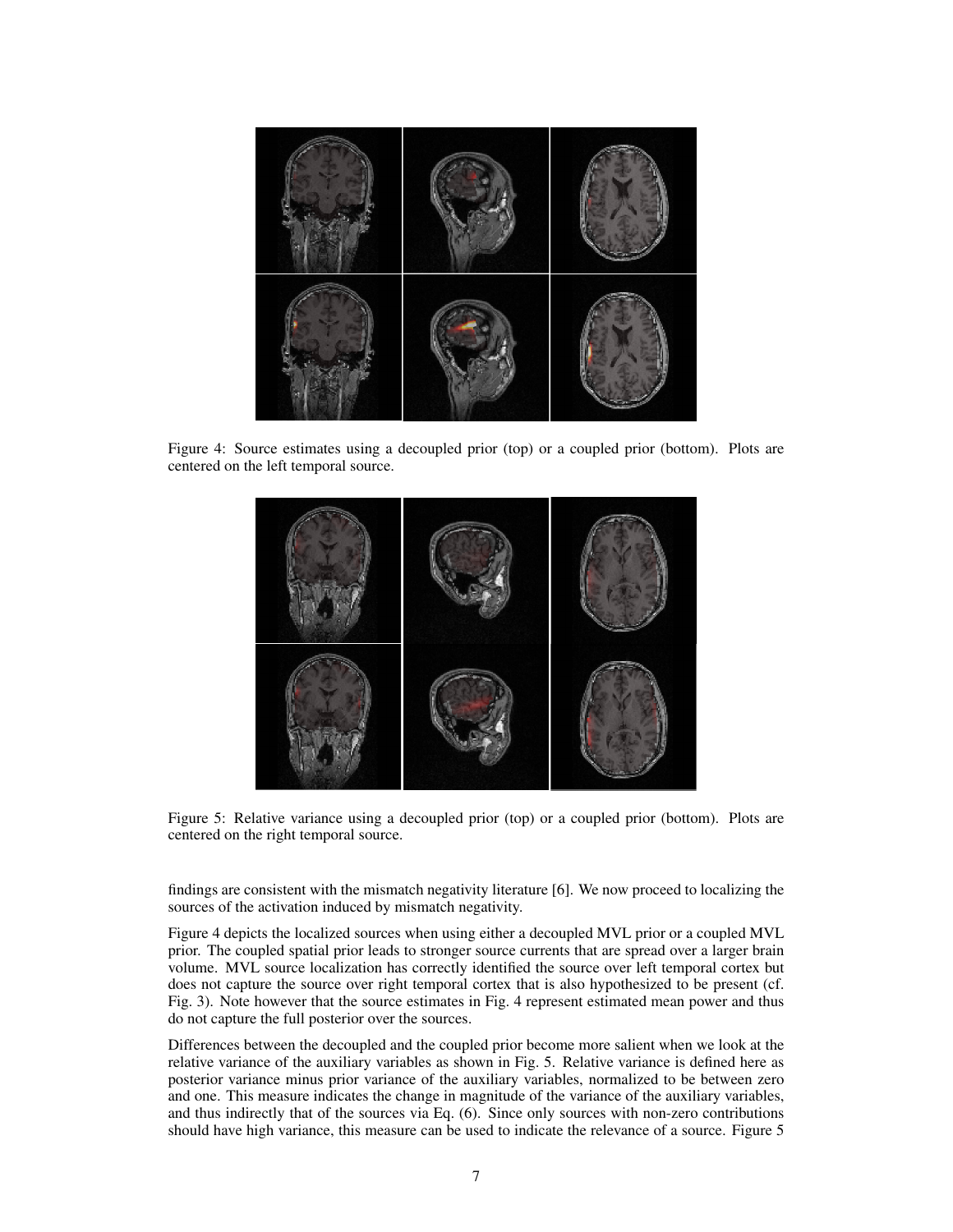Figure 4: Source estimates using a decoupled prior (top) or a coupled prior (bottom). Plots are centered on the left temporal source.

Figure 5: Relative variance using a decoupled prior (top) or a coupled prior (bottom). Plots are centered on the right temporal source.

findings are consistent with the mismatch negativity literature [6]. We now proceed to localizing the sources of the activation induced by mismatch negativity.

Figure 4 depicts the localized sources when using either a decoupled MVL prior or a coupled MVL prior. The coupled spatial prior leads to stronger source currents that are spread over a larger brain volume. MVL source localization has correctly identified the source over left temporal cortex but does not capture the source over right temporal cortex that is also hypothesized to be present (cf. Fig. 3). Note however that the source estimates in Fig. 4 represent estimated mean power and thus do not capture the full posterior over the sources.

Differences between the decoupled and the coupled prior become more salient when we look at the relative variance of the auxiliary variables as shown in Fig. 5. Relative variance is defined here as posterior variance minus prior variance of the auxiliary variables, normalized to be between zero and one. This measure indicates the change in magnitude of the variance of the auxiliary variables, and thus indirectly that of the sources via Eq. (6). Since only sources with non-zero contributions should have high variance, this measure can be used to indicate the relevance of a source. Figure 5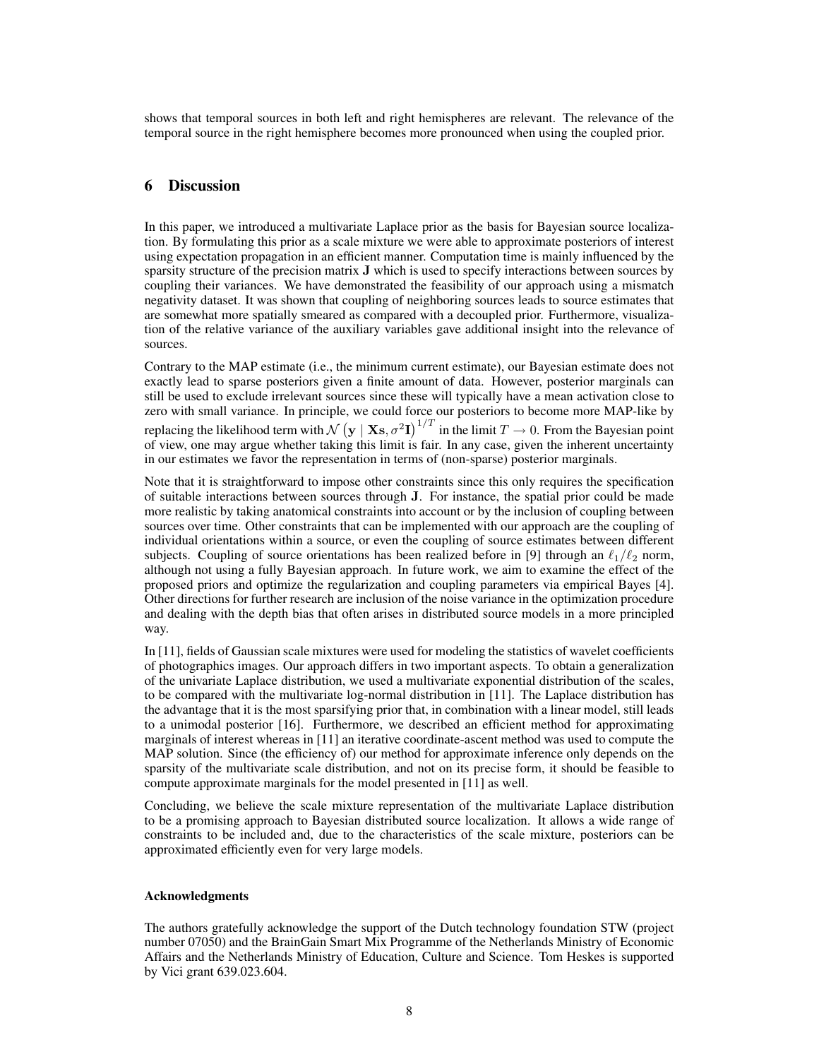shows that temporal sources in both left and right hemispheres are relevant. The relevance of the temporal source in the right hemisphere becomes more pronounced when using the coupled prior.

## 6 Discussion

In this paper, we introduced a multivariate Laplace prior as the basis for Bayesian source localization. By formulating this prior as a scale mixture we were able to approximate posteriors of interest using expectation propagation in an efficient manner. Computation time is mainly influenced by the sparsity structure of the precision matrix $\mathbf{J}$ which is used to specify interactions between sources by coupling their variances. We have demonstrated the feasibility of our approach using a mismatch negativity dataset. It was shown that coupling of neighboring sources leads to source estimates that are somewhat more spatially smeared as compared with a decoupled prior. Furthermore, visualization of the relative variance of the auxiliary variables gave additional insight into the relevance of sources.

Contrary to the MAP estimate (i.e., the minimum current estimate), our Bayesian estimate does not exactly lead to sparse posteriors given a finite amount of data. However, posterior marginals can still be used to exclude irrelevant sources since these will typically have a mean activation close to zero with small variance. In principle, we could force our posteriors to become more MAP-like by replacing the likelihood term with $\mathcal{N}\left(\mathbf{y} \mid \mathbf{X}\mathbf{s}, \sigma^2\mathbf{I}\right)^{1/T}$ in the limit $T \to 0$. From the Bayesian point of view, one may argue whether taking this limit is fair. In any case, given the inherent uncertainty in our estimates we favor the representation in terms of (non-sparse) posterior marginals.

Note that it is straightforward to impose other constraints since this only requires the specification of suitable interactions between sources through $\mathbf{J}$. For instance, the spatial prior could be made more realistic by taking anatomical constraints into account or by the inclusion of coupling between sources over time. Other constraints that can be implemented with our approach are the coupling of individual orientations within a source, or even the coupling of source estimates between different subjects. Coupling of source orientations has been realized before in [9] through an $\ell_1/\ell_2$ norm, although not using a fully Bayesian approach. In future work, we aim to examine the effect of the proposed priors and optimize the regularization and coupling parameters via empirical Bayes [4]. Other directions for further research are inclusion of the noise variance in the optimization procedure and dealing with the depth bias that often arises in distributed source models in a more principled way.

In [11], fields of Gaussian scale mixtures were used for modeling the statistics of wavelet coefficients of photographics images. Our approach differs in two important aspects. To obtain a generalization of the univariate Laplace distribution, we used a multivariate exponential distribution of the scales, to be compared with the multivariate log-normal distribution in [11]. The Laplace distribution has the advantage that it is the most sparsifying prior that, in combination with a linear model, still leads to a unimodal posterior [16]. Furthermore, we described an efficient method for approximating marginals of interest whereas in [11] an iterative coordinate-ascent method was used to compute the MAP solution. Since (the efficiency of) our method for approximate inference only depends on the sparsity of the multivariate scale distribution, and not on its precise form, it should be feasible to compute approximate marginals for the model presented in [11] as well.

Concluding, we believe the scale mixture representation of the multivariate Laplace distribution to be a promising approach to Bayesian distributed source localization. It allows a wide range of constraints to be included and, due to the characteristics of the scale mixture, posteriors can be approximated efficiently even for very large models.

#### Acknowledgments

The authors gratefully acknowledge the support of the Dutch technology foundation STW (project number 07050) and the BrainGain Smart Mix Programme of the Netherlands Ministry of Economic Affairs and the Netherlands Ministry of Education, Culture and Science. Tom Heskes is supported by Vici grant 639.023.604.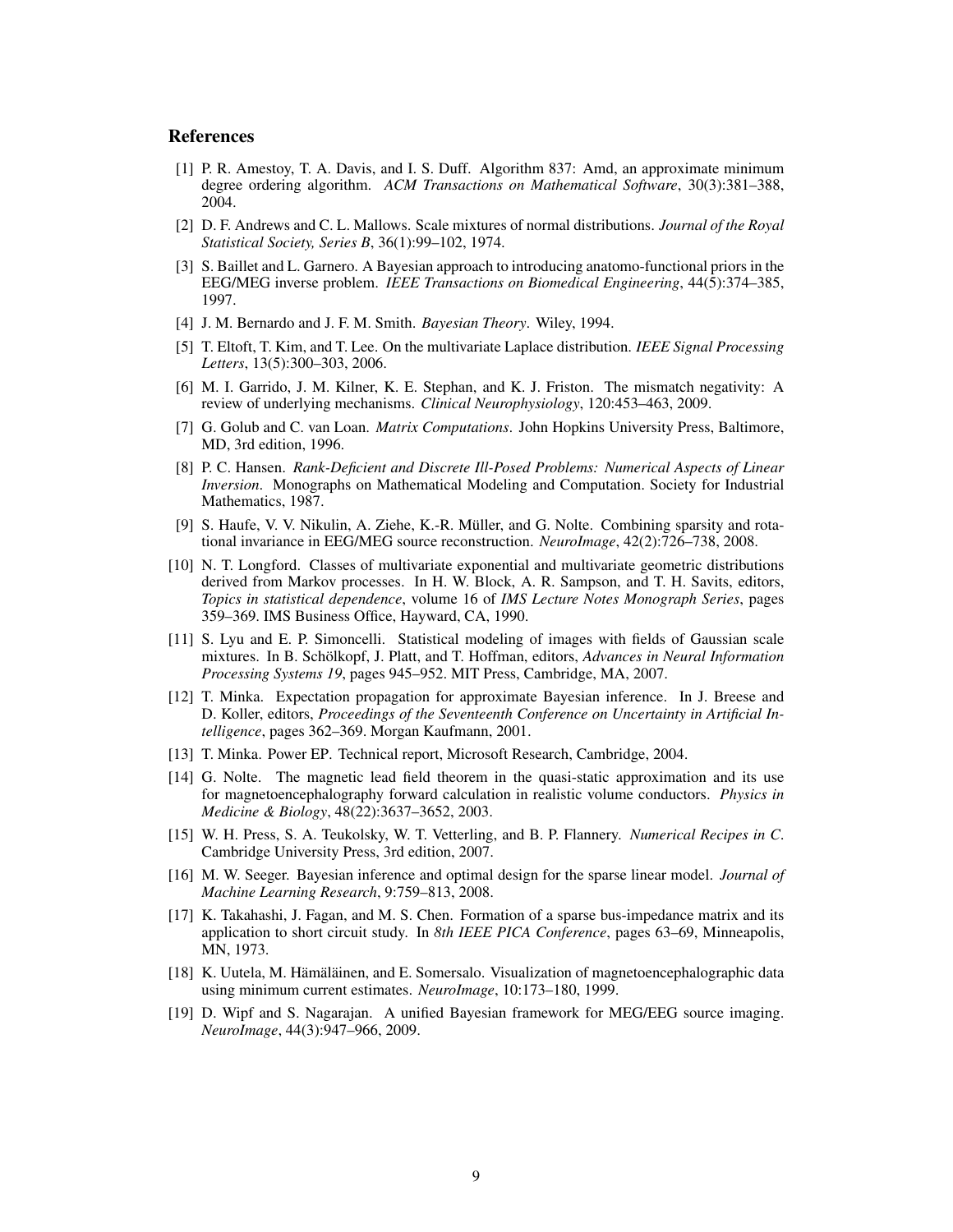## References

[1] P. R. Amestoy, T. A. Davis, and I. S. Duff. Algorithm 837: Amd, an approximate minimum degree ordering algorithm. *ACM Transactions on Mathematical Software*, 30(3):381–388, 2004.

[2] D. F. Andrews and C. L. Mallows. Scale mixtures of normal distributions. *Journal of the Royal Statistical Society, Series B*, 36(1):99–102, 1974.

[3] S. Baillet and L. Garnero. A Bayesian approach to introducing anatomo-functional priors in the EEG/MEG inverse problem. *IEEE Transactions on Biomedical Engineering*, 44(5):374–385, 1997.

[4] J. M. Bernardo and J. F. M. Smith. *Bayesian Theory*. Wiley, 1994.

[5] T. Eltoft, T. Kim, and T. Lee. On the multivariate Laplace distribution. *IEEE Signal Processing Letters*, 13(5):300–303, 2006.

[6] M. I. Garrido, J. M. Kilner, K. E. Stephan, and K. J. Friston. The mismatch negativity: A review of underlying mechanisms. *Clinical Neurophysiology*, 120:453–463, 2009.

[7] G. Golub and C. van Loan. *Matrix Computations*. John Hopkins University Press, Baltimore, MD, 3rd edition, 1996.

[8] P. C. Hansen. *Rank-Deficient and Discrete Ill-Posed Problems: Numerical Aspects of Linear Inversion*. Monographs on Mathematical Modeling and Computation. Society for Industrial Mathematics, 1987.

[9] S. Haufe, V. V. Nikulin, A. Ziehe, K.-R. Müller, and G. Nolte. Combining sparsity and rotational invariance in EEG/MEG source reconstruction. *NeuroImage*, 42(2):726–738, 2008.

[10] N. T. Longford. Classes of multivariate exponential and multivariate geometric distributions derived from Markov processes. In H. W. Block, A. R. Sampson, and T. H. Savits, editors, *Topics in statistical dependence*, volume 16 of *IMS Lecture Notes Monograph Series*, pages 359–369. IMS Business Office, Hayward, CA, 1990.

[11] S. Lyu and E. P. Simoncelli. Statistical modeling of images with fields of Gaussian scale mixtures. In B. Schölkopf, J. Platt, and T. Hoffman, editors, *Advances in Neural Information Processing Systems 19*, pages 945–952. MIT Press, Cambridge, MA, 2007.

[12] T. Minka. Expectation propagation for approximate Bayesian inference. In J. Breese and D. Koller, editors, *Proceedings of the Seventeenth Conference on Uncertainty in Artificial Intelligence*, pages 362–369. Morgan Kaufmann, 2001.

[13] T. Minka. Power EP. Technical report, Microsoft Research, Cambridge, 2004.

[14] G. Nolte. The magnetic lead field theorem in the quasi-static approximation and its use for magnetoencephalography forward calculation in realistic volume conductors. *Physics in Medicine & Biology*, 48(22):3637–3652, 2003.

[15] W. H. Press, S. A. Teukolsky, W. T. Vetterling, and B. P. Flannery. *Numerical Recipes in C*. Cambridge University Press, 3rd edition, 2007.

[16] M. W. Seeger. Bayesian inference and optimal design for the sparse linear model. *Journal of Machine Learning Research*, 9:759–813, 2008.

[17] K. Takahashi, J. Fagan, and M. S. Chen. Formation of a sparse bus-impedance matrix and its application to short circuit study. In *8th IEEE PICA Conference*, pages 63–69, Minneapolis, MN, 1973.

[18] K. Uutela, M. Hämäläinen, and E. Somersalo. Visualization of magnetoencephalographic data using minimum current estimates. *NeuroImage*, 10:173–180, 1999.

[19] D. Wipf and S. Nagarajan. A unified Bayesian framework for MEG/EEG source imaging. *NeuroImage*, 44(3):947–966, 2009.